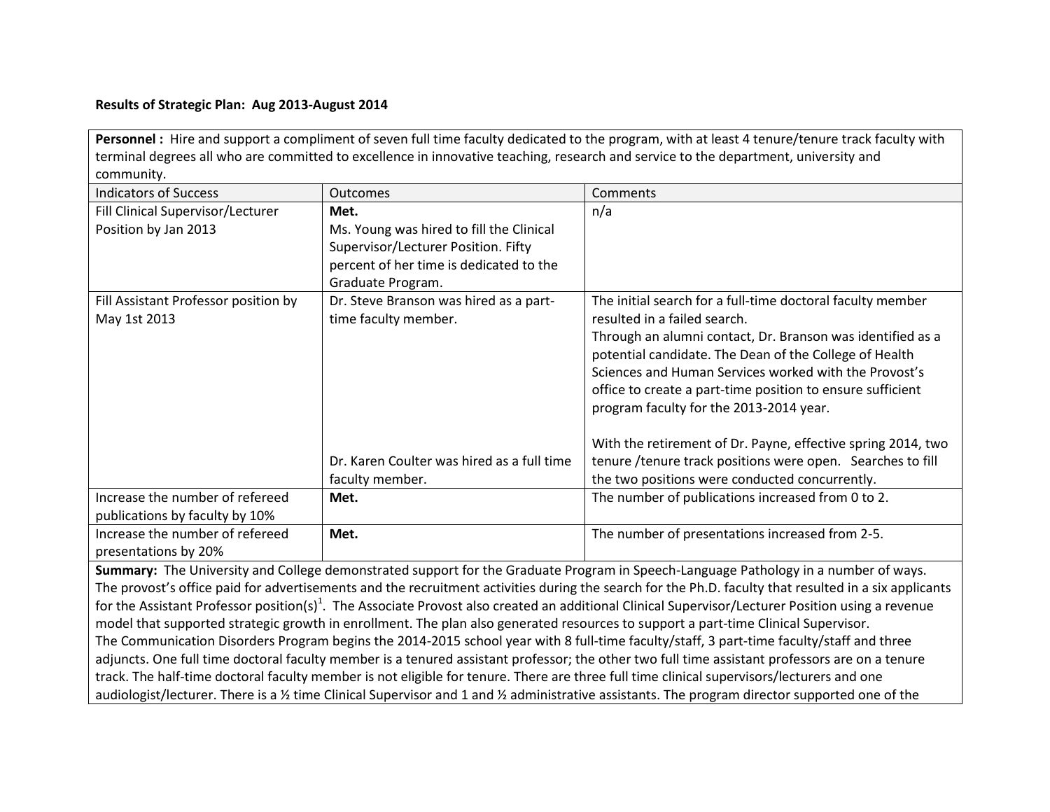**Results of Strategic Plan: Aug 2013-August 2014**

**Personnel :** Hire and support a compliment of seven full time faculty dedicated to the program, with at least 4 tenure/tenure track faculty with terminal degrees all who are committed to excellence in innovative teaching, research and service to the department, university and community.

| Indicators of Success | Outcomes | Comments |
|---|---|---|
| Fill Clinical Supervisor/Lecturer Position by Jan 2013 | **Met.**<br>Ms. Young was hired to fill the Clinical Supervisor/Lecturer Position. Fifty percent of her time is dedicated to the Graduate Program. | n/a |
| Fill Assistant Professor position by May 1st 2013 | Dr. Steve Branson was hired as a part-time faculty member.<br><br>Dr. Karen Coulter was hired as a full time faculty member. | The initial search for a full-time doctoral faculty member resulted in a failed search.<br>Through an alumni contact, Dr. Branson was identified as a potential candidate. The Dean of the College of Health Sciences and Human Services worked with the Provost's office to create a part-time position to ensure sufficient program faculty for the 2013-2014 year.<br><br>With the retirement of Dr. Payne, effective spring 2014, two tenure /tenure track positions were open. Searches to fill the two positions were conducted concurrently. |
| Increase the number of refereed publications by faculty by 10% | **Met.** | The number of publications increased from 0 to 2. |
| Increase the number of refereed presentations by 20% | **Met.** | The number of presentations increased from 2-5. |

**Summary:** The University and College demonstrated support for the Graduate Program in Speech-Language Pathology in a number of ways. The provost's office paid for advertisements and the recruitment activities during the search for the Ph.D. faculty that resulted in a six applicants for the Assistant Professor position(s)[1]. The Associate Provost also created an additional Clinical Supervisor/Lecturer Position using a revenue model that supported strategic growth in enrollment. The plan also generated resources to support a part-time Clinical Supervisor.
The Communication Disorders Program begins the 2014-2015 school year with 8 full-time faculty/staff, 3 part-time faculty/staff and three adjuncts. One full time doctoral faculty member is a tenured assistant professor; the other two full time assistant professors are on a tenure track. The half-time doctoral faculty member is not eligible for tenure. There are three full time clinical supervisors/lecturers and one audiologist/lecturer. There is a ½ time Clinical Supervisor and 1 and ½ administrative assistants. The program director supported one of the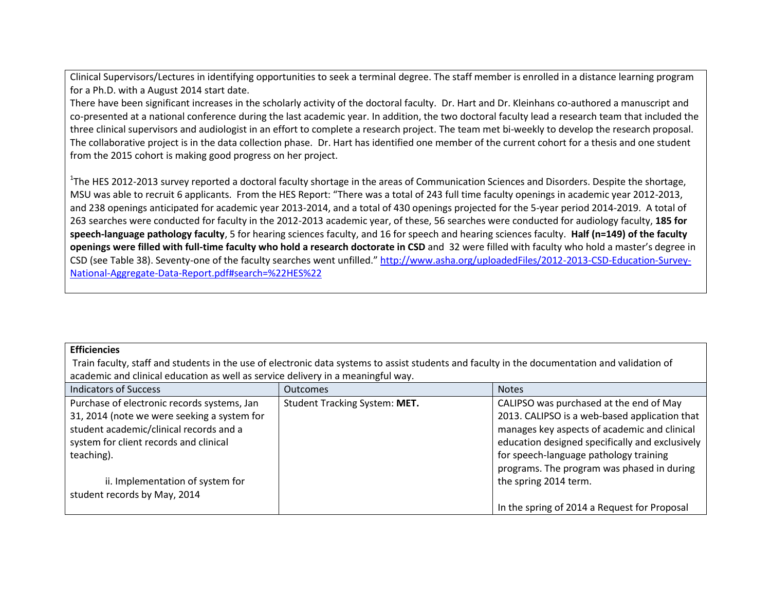Clinical Supervisors/Lectures in identifying opportunities to seek a terminal degree. The staff member is enrolled in a distance learning program for a Ph.D. with a August 2014 start date.

There have been significant increases in the scholarly activity of the doctoral faculty. Dr. Hart and Dr. Kleinhans co-authored a manuscript and co-presented at a national conference during the last academic year. In addition, the two doctoral faculty lead a research team that included the three clinical supervisors and audiologist in an effort to complete a research project. The team met bi-weekly to develop the research proposal. The collaborative project is in the data collection phase. Dr. Hart has identified one member of the current cohort for a thesis and one student from the 2015 cohort is making good progress on her project.

[1]The HES 2012-2013 survey reported a doctoral faculty shortage in the areas of Communication Sciences and Disorders. Despite the shortage, MSU was able to recruit 6 applicants. From the HES Report: "There was a total of 243 full time faculty openings in academic year 2012-2013, and 238 openings anticipated for academic year 2013-2014, and a total of 430 openings projected for the 5-year period 2014-2019. A total of 263 searches were conducted for faculty in the 2012-2013 academic year, of these, 56 searches were conducted for audiology faculty, **185 for speech-language pathology faculty**, 5 for hearing sciences faculty, and 16 for speech and hearing sciences faculty. **Half (n=149) of the faculty openings were filled with full-time faculty who hold a research doctorate in CSD** and 32 were filled with faculty who hold a master's degree in CSD (see Table 38). Seventy-one of the faculty searches went unfilled." [http://www.asha.org/uploadedFiles/2012-2013-CSD-Education-Survey-National-Aggregate-Data-Report.pdf#search=%22HES%22](http://www.asha.org/uploadedFiles/2012-2013-CSD-Education-Survey-National-Aggregate-Data-Report.pdf#search=%22HES%22)

**Efficiencies**

Train faculty, staff and students in the use of electronic data systems to assist students and faculty in the documentation and validation of academic and clinical education as well as service delivery in a meaningful way.

| Indicators of Success | Outcomes | Notes |
|---|---|---|
| Purchase of electronic records systems, Jan 31, 2014 (note we were seeking a system for student academic/clinical records and a system for client records and clinical teaching).<br><br>ii. Implementation of system for student records by May, 2014 | Student Tracking System: **MET.** | CALIPSO was purchased at the end of May 2013. CALIPSO is a web-based application that manages key aspects of academic and clinical education designed specifically and exclusively for speech-language pathology training programs. The program was phased in during the spring 2014 term.<br><br>In the spring of 2014 a Request for Proposal |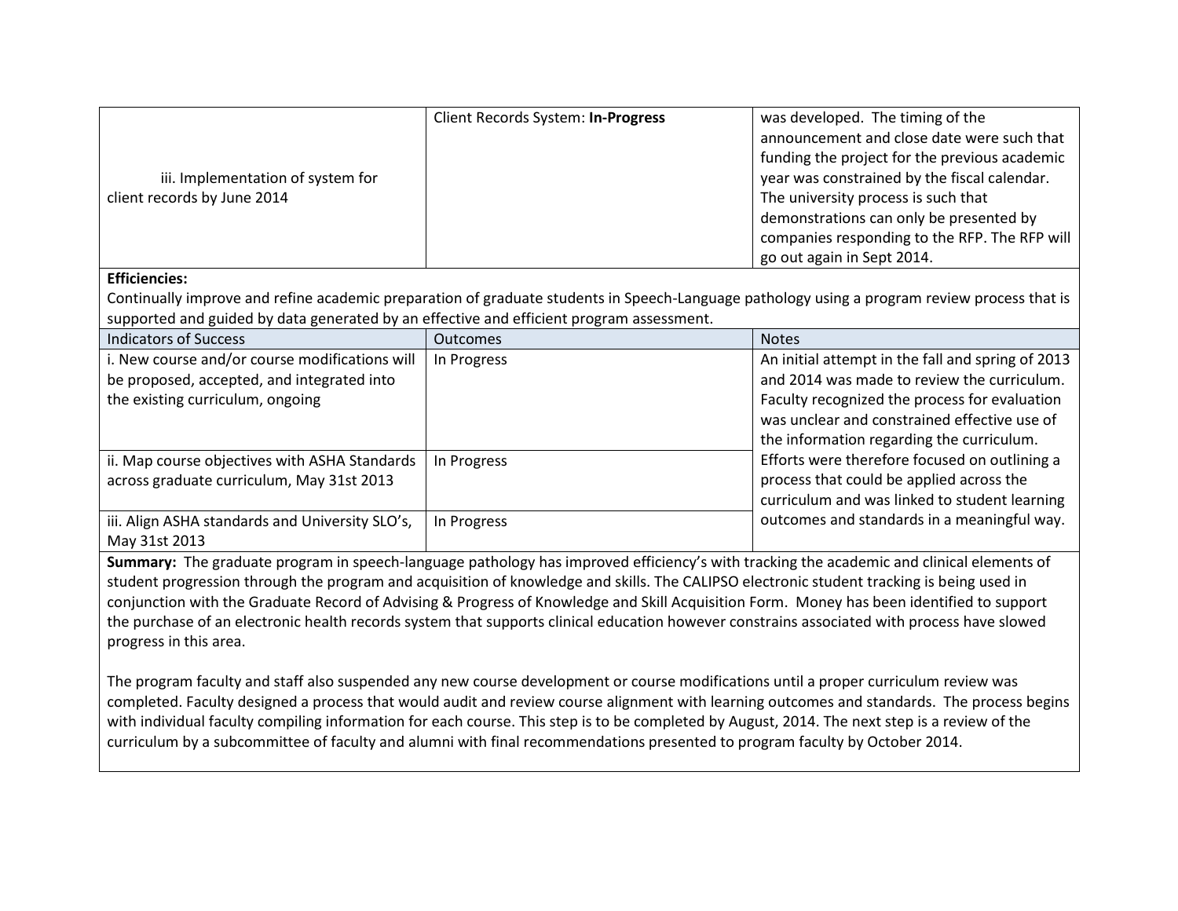| | | |
|---|---|---|
| iii. Implementation of system for client records by June 2014 | Client Records System: **In-Progress** | was developed. The timing of the announcement and close date were such that funding the project for the previous academic year was constrained by the fiscal calendar. The university process is such that demonstrations can only be presented by companies responding to the RFP. The RFP will go out again in Sept 2014. |

**Efficiencies:**
Continually improve and refine academic preparation of graduate students in Speech-Language pathology using a program review process that is supported and guided by data generated by an effective and efficient program assessment.

| Indicators of Success | Outcomes | Notes |
|---|---|---|
| i. New course and/or course modifications will be proposed, accepted, and integrated into the existing curriculum, ongoing | In Progress | An initial attempt in the fall and spring of 2013 and 2014 was made to review the curriculum. Faculty recognized the process for evaluation was unclear and constrained effective use of the information regarding the curriculum. Efforts were therefore focused on outlining a process that could be applied across the curriculum and was linked to student learning outcomes and standards in a meaningful way. |
| ii. Map course objectives with ASHA Standards across graduate curriculum, May 31st 2013 | In Progress | |
| iii. Align ASHA standards and University SLO's, May 31st 2013 | In Progress | |

**Summary:** The graduate program in speech-language pathology has improved efficiency's with tracking the academic and clinical elements of student progression through the program and acquisition of knowledge and skills. The CALIPSO electronic student tracking is being used in conjunction with the Graduate Record of Advising & Progress of Knowledge and Skill Acquisition Form. Money has been identified to support the purchase of an electronic health records system that supports clinical education however constrains associated with process have slowed progress in this area.

The program faculty and staff also suspended any new course development or course modifications until a proper curriculum review was completed. Faculty designed a process that would audit and review course alignment with learning outcomes and standards. The process begins with individual faculty compiling information for each course. This step is to be completed by August, 2014. The next step is a review of the curriculum by a subcommittee of faculty and alumni with final recommendations presented to program faculty by October 2014.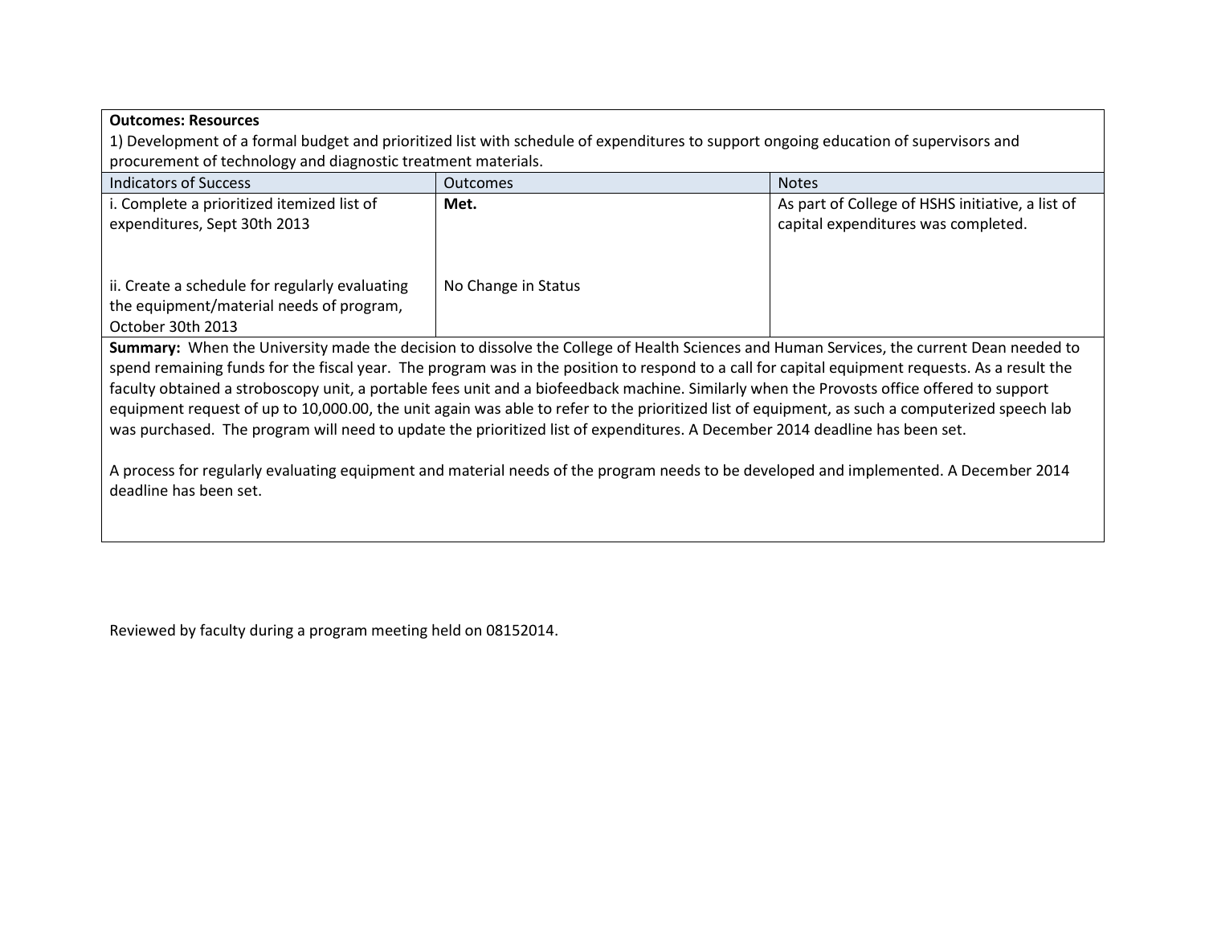**Outcomes: Resources**

1) Development of a formal budget and prioritized list with schedule of expenditures to support ongoing education of supervisors and procurement of technology and diagnostic treatment materials.

| Indicators of Success | Outcomes | Notes |
|---|---|---|
| i. Complete a prioritized itemized list of expenditures, Sept 30th 2013 | **Met.** | As part of College of HSHS initiative, a list of capital expenditures was completed. |
| ii. Create a schedule for regularly evaluating the equipment/material needs of program, October 30th 2013 | No Change in Status | |

**Summary:** When the University made the decision to dissolve the College of Health Sciences and Human Services, the current Dean needed to spend remaining funds for the fiscal year. The program was in the position to respond to a call for capital equipment requests. As a result the faculty obtained a stroboscopy unit, a portable fees unit and a biofeedback machine. Similarly when the Provosts office offered to support equipment request of up to 10,000.00, the unit again was able to refer to the prioritized list of equipment, as such a computerized speech lab was purchased. The program will need to update the prioritized list of expenditures. A December 2014 deadline has been set.

A process for regularly evaluating equipment and material needs of the program needs to be developed and implemented. A December 2014 deadline has been set.

Reviewed by faculty during a program meeting held on 08152014.